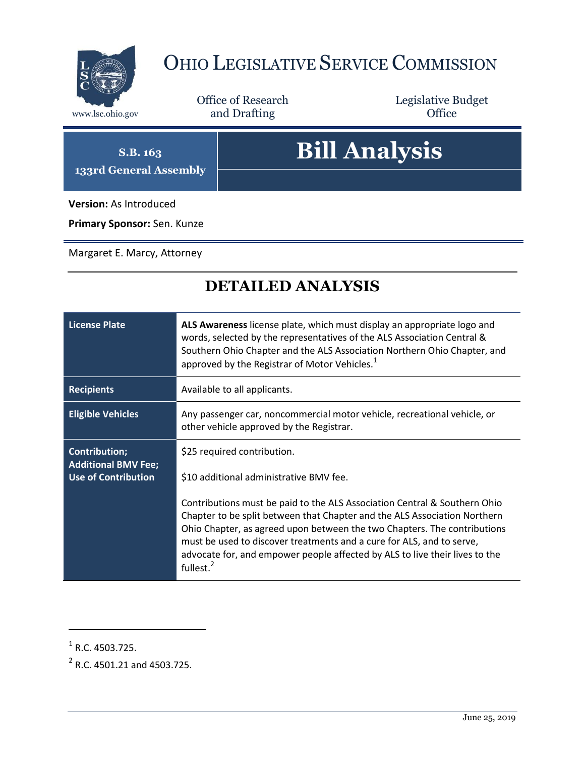# Ohio Legislative Service Commission

www.lsc.ohio.gov

Office of Research and Drafting

Legislative Budget Office

**S.B. 163**
**133rd General Assembly**

# Bill Analysis

**Version:** As Introduced

**Primary Sponsor:** Sen. Kunze

Margaret E. Marcy, Attorney

## DETAILED ANALYSIS

| | |
|---|---|
| **License Plate** | **ALS Awareness** license plate, which must display an appropriate logo and words, selected by the representatives of the ALS Association Central & Southern Ohio Chapter and the ALS Association Northern Ohio Chapter, and approved by the Registrar of Motor Vehicles.[1] |
| **Recipients** | Available to all applicants. |
| **Eligible Vehicles** | Any passenger car, noncommercial motor vehicle, recreational vehicle, or other vehicle approved by the Registrar. |
| **Contribution; Additional BMV Fee; Use of Contribution** | $25 required contribution.<br><br>$10 additional administrative BMV fee.<br><br>Contributions must be paid to the ALS Association Central & Southern Ohio Chapter to be split between that Chapter and the ALS Association Northern Ohio Chapter, as agreed upon between the two Chapters. The contributions must be used to discover treatments and a cure for ALS, and to serve, advocate for, and empower people affected by ALS to live their lives to the fullest.[2] |

[1] R.C. 4503.725.

[2] R.C. 4501.21 and 4503.725.

June 25, 2019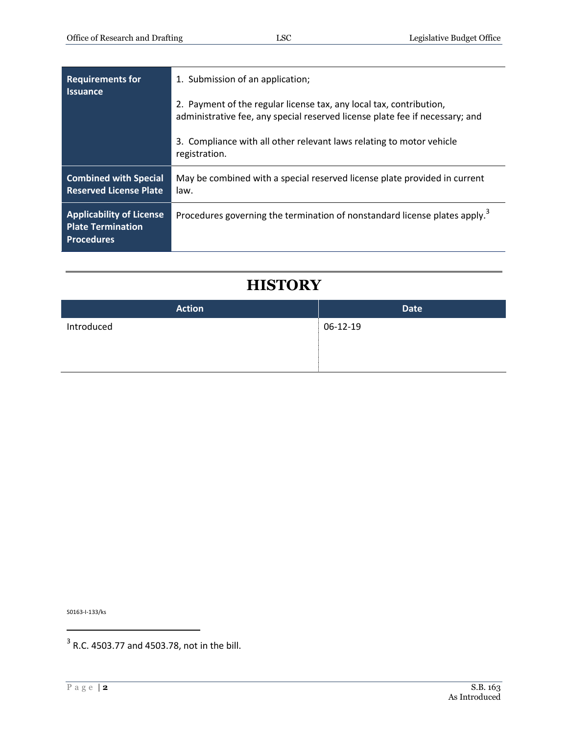| | |
|---|---|
| **Requirements for Issuance** | 1. Submission of an application;<br><br>2. Payment of the regular license tax, any local tax, contribution, administrative fee, any special reserved license plate fee if necessary; and<br><br>3. Compliance with all other relevant laws relating to motor vehicle registration. |
| **Combined with Special Reserved License Plate** | May be combined with a special reserved license plate provided in current law. |
| **Applicability of License Plate Termination Procedures** | Procedures governing the termination of nonstandard license plates apply.[3] |

# HISTORY

| Action | Date |
|---|---|
| Introduced | 06-12-19 |

S0163-I-133/ks

[3] R.C. 4503.77 and 4503.78, not in the bill.